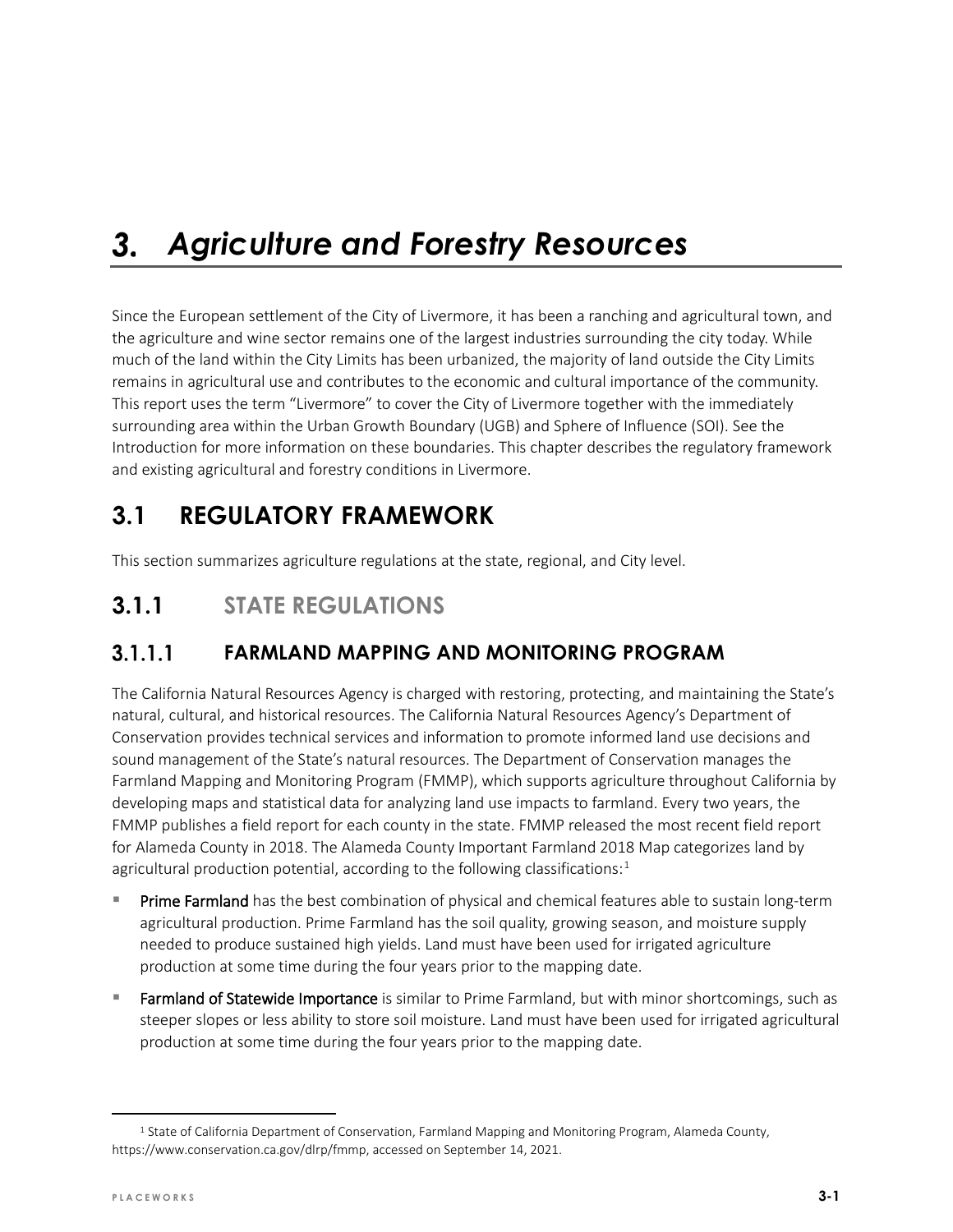# 3. *Agriculture and Forestry Resources*

Since the European settlement of the City of Livermore, it has been a ranching and agricultural town, and the agriculture and wine sector remains one of the largest industries surrounding the city today. While much of the land within the City Limits has been urbanized, the majority of land outside the City Limits remains in agricultural use and contributes to the economic and cultural importance of the community. This report uses the term "Livermore" to cover the City of Livermore together with the immediately surrounding area within the Urban Growth Boundary (UGB) and Sphere of Influence (SOI). See the Introduction for more information on these boundaries. This chapter describes the regulatory framework and existing agricultural and forestry conditions in Livermore.

## 3.1 REGULATORY FRAMEWORK

This section summarizes agriculture regulations at the state, regional, and City level.

### 3.1.1 STATE REGULATIONS

#### 3.1.1.1 FARMLAND MAPPING AND MONITORING PROGRAM

The California Natural Resources Agency is charged with restoring, protecting, and maintaining the State's natural, cultural, and historical resources. The California Natural Resources Agency's Department of Conservation provides technical services and information to promote informed land use decisions and sound management of the State's natural resources. The Department of Conservation manages the Farmland Mapping and Monitoring Program (FMMP), which supports agriculture throughout California by developing maps and statistical data for analyzing land use impacts to farmland. Every two years, the FMMP publishes a field report for each county in the state. FMMP released the most recent field report for Alameda County in 2018. The Alameda County Important Farmland 2018 Map categorizes land by agricultural production potential, according to the following classifications:[1]

- **Prime Farmland** has the best combination of physical and chemical features able to sustain long-term agricultural production. Prime Farmland has the soil quality, growing season, and moisture supply needed to produce sustained high yields. Land must have been used for irrigated agriculture production at some time during the four years prior to the mapping date.
- **Farmland of Statewide Importance** is similar to Prime Farmland, but with minor shortcomings, such as steeper slopes or less ability to store soil moisture. Land must have been used for irrigated agricultural production at some time during the four years prior to the mapping date.

---

[1] State of California Department of Conservation, Farmland Mapping and Monitoring Program, Alameda County, https://www.conservation.ca.gov/dlrp/fmmp, accessed on September 14, 2021.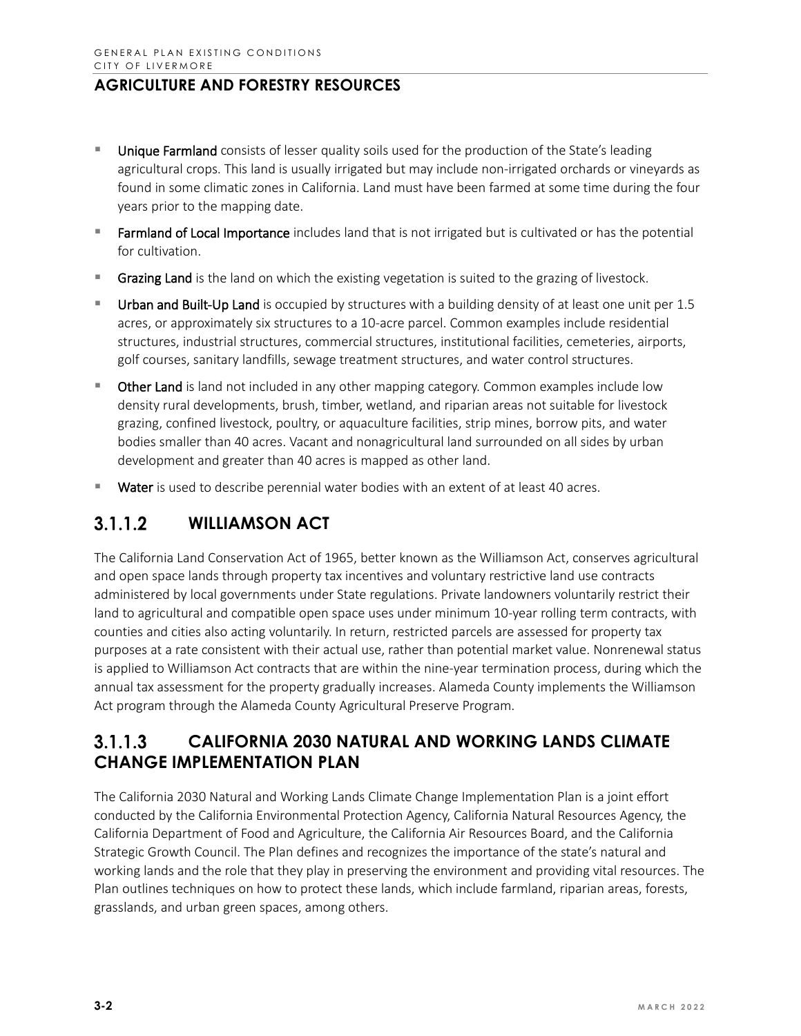- **Unique Farmland** consists of lesser quality soils used for the production of the State's leading agricultural crops. This land is usually irrigated but may include non-irrigated orchards or vineyards as found in some climatic zones in California. Land must have been farmed at some time during the four years prior to the mapping date.
- **Farmland of Local Importance** includes land that is not irrigated but is cultivated or has the potential for cultivation.
- **Grazing Land** is the land on which the existing vegetation is suited to the grazing of livestock.
- **Urban and Built-Up Land** is occupied by structures with a building density of at least one unit per 1.5 acres, or approximately six structures to a 10-acre parcel. Common examples include residential structures, industrial structures, commercial structures, institutional facilities, cemeteries, airports, golf courses, sanitary landfills, sewage treatment structures, and water control structures.
- **Other Land** is land not included in any other mapping category. Common examples include low density rural developments, brush, timber, wetland, and riparian areas not suitable for livestock grazing, confined livestock, poultry, or aquaculture facilities, strip mines, borrow pits, and water bodies smaller than 40 acres. Vacant and nonagricultural land surrounded on all sides by urban development and greater than 40 acres is mapped as other land.
- **Water** is used to describe perennial water bodies with an extent of at least 40 acres.

### 3.1.1.2 WILLIAMSON ACT

The California Land Conservation Act of 1965, better known as the Williamson Act, conserves agricultural and open space lands through property tax incentives and voluntary restrictive land use contracts administered by local governments under State regulations. Private landowners voluntarily restrict their land to agricultural and compatible open space uses under minimum 10-year rolling term contracts, with counties and cities also acting voluntarily. In return, restricted parcels are assessed for property tax purposes at a rate consistent with their actual use, rather than potential market value. Nonrenewal status is applied to Williamson Act contracts that are within the nine-year termination process, during which the annual tax assessment for the property gradually increases. Alameda County implements the Williamson Act program through the Alameda County Agricultural Preserve Program.

### 3.1.1.3 CALIFORNIA 2030 NATURAL AND WORKING LANDS CLIMATE CHANGE IMPLEMENTATION PLAN

The California 2030 Natural and Working Lands Climate Change Implementation Plan is a joint effort conducted by the California Environmental Protection Agency, California Natural Resources Agency, the California Department of Food and Agriculture, the California Air Resources Board, and the California Strategic Growth Council. The Plan defines and recognizes the importance of the state's natural and working lands and the role that they play in preserving the environment and providing vital resources. The Plan outlines techniques on how to protect these lands, which include farmland, riparian areas, forests, grasslands, and urban green spaces, among others.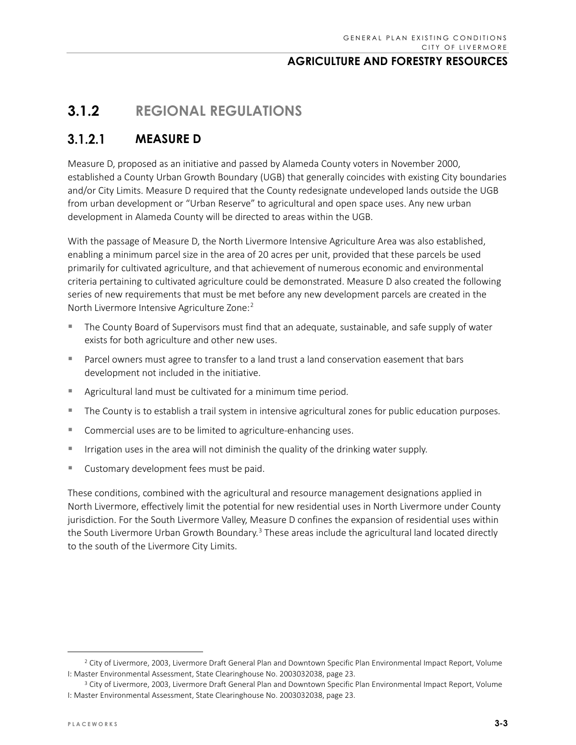## 3.1.2 REGIONAL REGULATIONS

### 3.1.2.1 MEASURE D

Measure D, proposed as an initiative and passed by Alameda County voters in November 2000, established a County Urban Growth Boundary (UGB) that generally coincides with existing City boundaries and/or City Limits. Measure D required that the County redesignate undeveloped lands outside the UGB from urban development or "Urban Reserve" to agricultural and open space uses. Any new urban development in Alameda County will be directed to areas within the UGB.

With the passage of Measure D, the North Livermore Intensive Agriculture Area was also established, enabling a minimum parcel size in the area of 20 acres per unit, provided that these parcels be used primarily for cultivated agriculture, and that achievement of numerous economic and environmental criteria pertaining to cultivated agriculture could be demonstrated. Measure D also created the following series of new requirements that must be met before any new development parcels are created in the North Livermore Intensive Agriculture Zone:[2]

- The County Board of Supervisors must find that an adequate, sustainable, and safe supply of water exists for both agriculture and other new uses.
- Parcel owners must agree to transfer to a land trust a land conservation easement that bars development not included in the initiative.
- Agricultural land must be cultivated for a minimum time period.
- The County is to establish a trail system in intensive agricultural zones for public education purposes.
- Commercial uses are to be limited to agriculture-enhancing uses.
- Irrigation uses in the area will not diminish the quality of the drinking water supply.
- Customary development fees must be paid.

These conditions, combined with the agricultural and resource management designations applied in North Livermore, effectively limit the potential for new residential uses in North Livermore under County jurisdiction. For the South Livermore Valley, Measure D confines the expansion of residential uses within the South Livermore Urban Growth Boundary.[3] These areas include the agricultural land located directly to the south of the Livermore City Limits.

---

[2] City of Livermore, 2003, Livermore Draft General Plan and Downtown Specific Plan Environmental Impact Report, Volume I: Master Environmental Assessment, State Clearinghouse No. 2003032038, page 23.

[3] City of Livermore, 2003, Livermore Draft General Plan and Downtown Specific Plan Environmental Impact Report, Volume I: Master Environmental Assessment, State Clearinghouse No. 2003032038, page 23.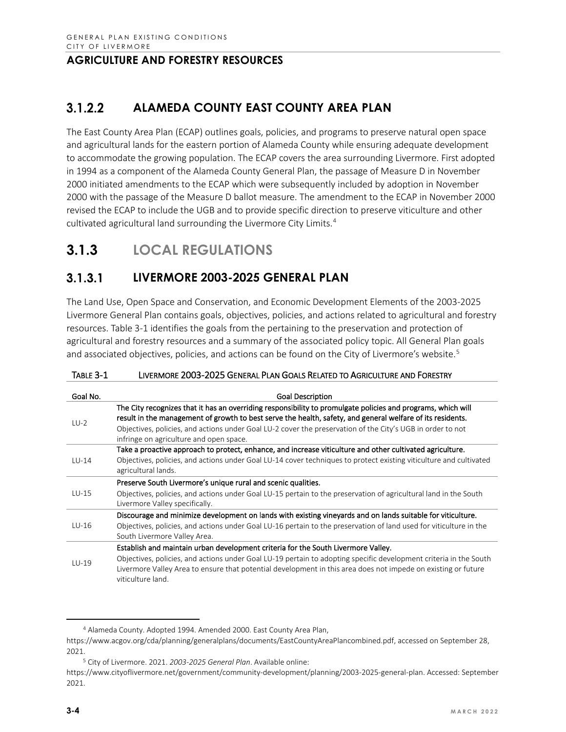## AGRICULTURE AND FORESTRY RESOURCES

### 3.1.2.2 ALAMEDA COUNTY EAST COUNTY AREA PLAN

The East County Area Plan (ECAP) outlines goals, policies, and programs to preserve natural open space and agricultural lands for the eastern portion of Alameda County while ensuring adequate development to accommodate the growing population. The ECAP covers the area surrounding Livermore. First adopted in 1994 as a component of the Alameda County General Plan, the passage of Measure D in November 2000 initiated amendments to the ECAP which were subsequently included by adoption in November 2000 with the passage of the Measure D ballot measure. The amendment to the ECAP in November 2000 revised the ECAP to include the UGB and to provide specific direction to preserve viticulture and other cultivated agricultural land surrounding the Livermore City Limits.[4]

## 3.1.3 LOCAL REGULATIONS

### 3.1.3.1 LIVERMORE 2003-2025 GENERAL PLAN

The Land Use, Open Space and Conservation, and Economic Development Elements of the 2003-2025 Livermore General Plan contains goals, objectives, policies, and actions related to agricultural and forestry resources. Table 3-1 identifies the goals from the pertaining to the preservation and protection of agricultural and forestry resources and a summary of the associated policy topic. All General Plan goals and associated objectives, policies, and actions can be found on the City of Livermore's website.[5]

TABLE 3-1 LIVERMORE 2003-2025 GENERAL PLAN GOALS RELATED TO AGRICULTURE AND FORESTRY

| Goal No. | Goal Description |
|---|---|
| LU-2 | **The City recognizes that it has an overriding responsibility to promulgate policies and programs, which will result in the management of growth to best serve the health, safety, and general welfare of its residents.** Objectives, policies, and actions under Goal LU-2 cover the preservation of the City's UGB in order to not infringe on agriculture and open space. |
| LU-14 | **Take a proactive approach to protect, enhance, and increase viticulture and other cultivated agriculture.** Objectives, policies, and actions under Goal LU-14 cover techniques to protect existing viticulture and cultivated agricultural lands. |
| LU-15 | **Preserve South Livermore's unique rural and scenic qualities.** Objectives, policies, and actions under Goal LU-15 pertain to the preservation of agricultural land in the South Livermore Valley specifically. |
| LU-16 | **Discourage and minimize development on lands with existing vineyards and on lands suitable for viticulture.** Objectives, policies, and actions under Goal LU-16 pertain to the preservation of land used for viticulture in the South Livermore Valley Area. |
| LU-19 | **Establish and maintain urban development criteria for the South Livermore Valley.** Objectives, policies, and actions under Goal LU-19 pertain to adopting specific development criteria in the South Livermore Valley Area to ensure that potential development in this area does not impede on existing or future viticulture land. |

---

[4] Alameda County. Adopted 1994. Amended 2000. East County Area Plan, https://www.acgov.org/cda/planning/generalplans/documents/EastCountyAreaPlancombined.pdf, accessed on September 28, 2021.

[5] City of Livermore. 2021. *2003-2025 General Plan*. Available online: https://www.cityoflivermore.net/government/community-development/planning/2003-2025-general-plan. Accessed: September 2021.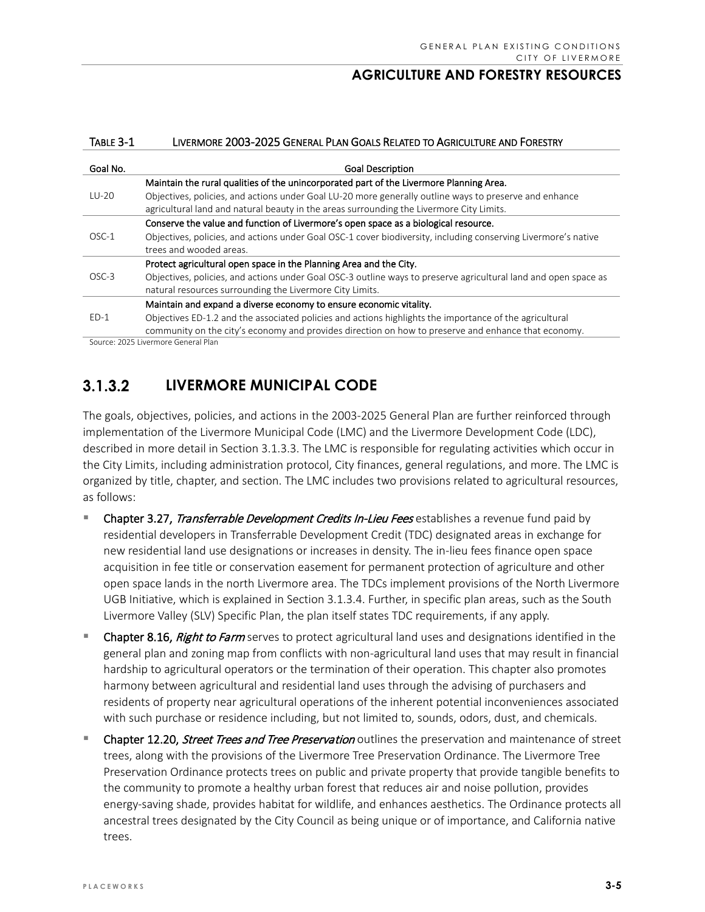TABLE 3-1 LIVERMORE 2003-2025 GENERAL PLAN GOALS RELATED TO AGRICULTURE AND FORESTRY

| Goal No. | Goal Description |
|---|---|
| LU-20 | **Maintain the rural qualities of the unincorporated part of the Livermore Planning Area.** Objectives, policies, and actions under Goal LU-20 more generally outline ways to preserve and enhance agricultural land and natural beauty in the areas surrounding the Livermore City Limits. |
| OSC-1 | **Conserve the value and function of Livermore's open space as a biological resource.** Objectives, policies, and actions under Goal OSC-1 cover biodiversity, including conserving Livermore's native trees and wooded areas. |
| OSC-3 | **Protect agricultural open space in the Planning Area and the City.** Objectives, policies, and actions under Goal OSC-3 outline ways to preserve agricultural land and open space as natural resources surrounding the Livermore City Limits. |
| ED-1 | **Maintain and expand a diverse economy to ensure economic vitality.** Objectives ED-1.2 and the associated policies and actions highlights the importance of the agricultural community on the city's economy and provides direction on how to preserve and enhance that economy. |

Source: 2025 Livermore General Plan

### 3.1.3.2 LIVERMORE MUNICIPAL CODE

The goals, objectives, policies, and actions in the 2003-2025 General Plan are further reinforced through implementation of the Livermore Municipal Code (LMC) and the Livermore Development Code (LDC), described in more detail in Section 3.1.3.3. The LMC is responsible for regulating activities which occur in the City Limits, including administration protocol, City finances, general regulations, and more. The LMC is organized by title, chapter, and section. The LMC includes two provisions related to agricultural resources, as follows:

- Chapter 3.27, *Transferrable Development Credits In-Lieu Fees* establishes a revenue fund paid by residential developers in Transferrable Development Credit (TDC) designated areas in exchange for new residential land use designations or increases in density. The in-lieu fees finance open space acquisition in fee title or conservation easement for permanent protection of agriculture and other open space lands in the north Livermore area. The TDCs implement provisions of the North Livermore UGB Initiative, which is explained in Section 3.1.3.4. Further, in specific plan areas, such as the South Livermore Valley (SLV) Specific Plan, the plan itself states TDC requirements, if any apply.
- Chapter 8.16, *Right to Farm* serves to protect agricultural land uses and designations identified in the general plan and zoning map from conflicts with non-agricultural land uses that may result in financial hardship to agricultural operators or the termination of their operation. This chapter also promotes harmony between agricultural and residential land uses through the advising of purchasers and residents of property near agricultural operations of the inherent potential inconveniences associated with such purchase or residence including, but not limited to, sounds, odors, dust, and chemicals.
- Chapter 12.20, *Street Trees and Tree Preservation* outlines the preservation and maintenance of street trees, along with the provisions of the Livermore Tree Preservation Ordinance. The Livermore Tree Preservation Ordinance protects trees on public and private property that provide tangible benefits to the community to promote a healthy urban forest that reduces air and noise pollution, provides energy-saving shade, provides habitat for wildlife, and enhances aesthetics. The Ordinance protects all ancestral trees designated by the City Council as being unique or of importance, and California native trees.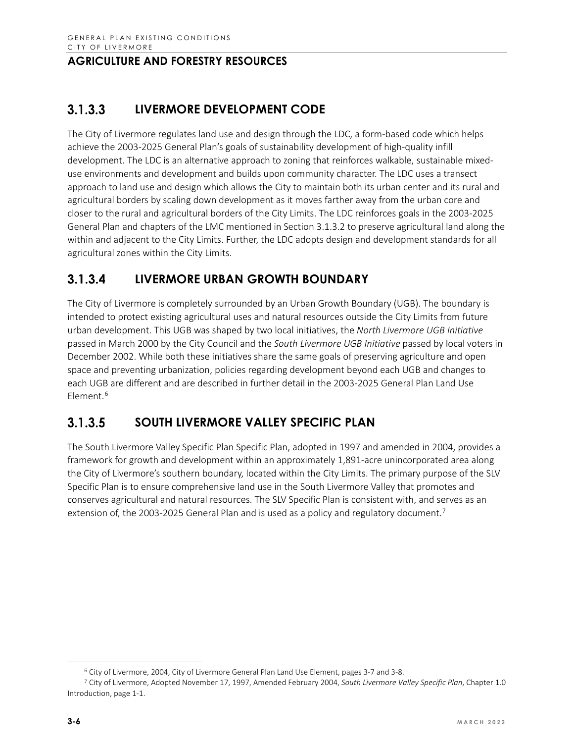## AGRICULTURE AND FORESTRY RESOURCES

### 3.1.3.3 LIVERMORE DEVELOPMENT CODE

The City of Livermore regulates land use and design through the LDC, a form-based code which helps achieve the 2003-2025 General Plan's goals of sustainability development of high-quality infill development. The LDC is an alternative approach to zoning that reinforces walkable, sustainable mixed-use environments and development and builds upon community character. The LDC uses a transect approach to land use and design which allows the City to maintain both its urban center and its rural and agricultural borders by scaling down development as it moves farther away from the urban core and closer to the rural and agricultural borders of the City Limits. The LDC reinforces goals in the 2003-2025 General Plan and chapters of the LMC mentioned in Section 3.1.3.2 to preserve agricultural land along the within and adjacent to the City Limits. Further, the LDC adopts design and development standards for all agricultural zones within the City Limits.

### 3.1.3.4 LIVERMORE URBAN GROWTH BOUNDARY

The City of Livermore is completely surrounded by an Urban Growth Boundary (UGB). The boundary is intended to protect existing agricultural uses and natural resources outside the City Limits from future urban development. This UGB was shaped by two local initiatives, the *North Livermore UGB Initiative* passed in March 2000 by the City Council and the *South Livermore UGB Initiative* passed by local voters in December 2002. While both these initiatives share the same goals of preserving agriculture and open space and preventing urbanization, policies regarding development beyond each UGB and changes to each UGB are different and are described in further detail in the 2003-2025 General Plan Land Use Element.[6]

### 3.1.3.5 SOUTH LIVERMORE VALLEY SPECIFIC PLAN

The South Livermore Valley Specific Plan Specific Plan, adopted in 1997 and amended in 2004, provides a framework for growth and development within an approximately 1,891-acre unincorporated area along the City of Livermore's southern boundary, located within the City Limits. The primary purpose of the SLV Specific Plan is to ensure comprehensive land use in the South Livermore Valley that promotes and conserves agricultural and natural resources. The SLV Specific Plan is consistent with, and serves as an extension of, the 2003-2025 General Plan and is used as a policy and regulatory document.[7]

---

[6] City of Livermore, 2004, City of Livermore General Plan Land Use Element, pages 3-7 and 3-8.

[7] City of Livermore, Adopted November 17, 1997, Amended February 2004, *South Livermore Valley Specific Plan*, Chapter 1.0 Introduction, page 1-1.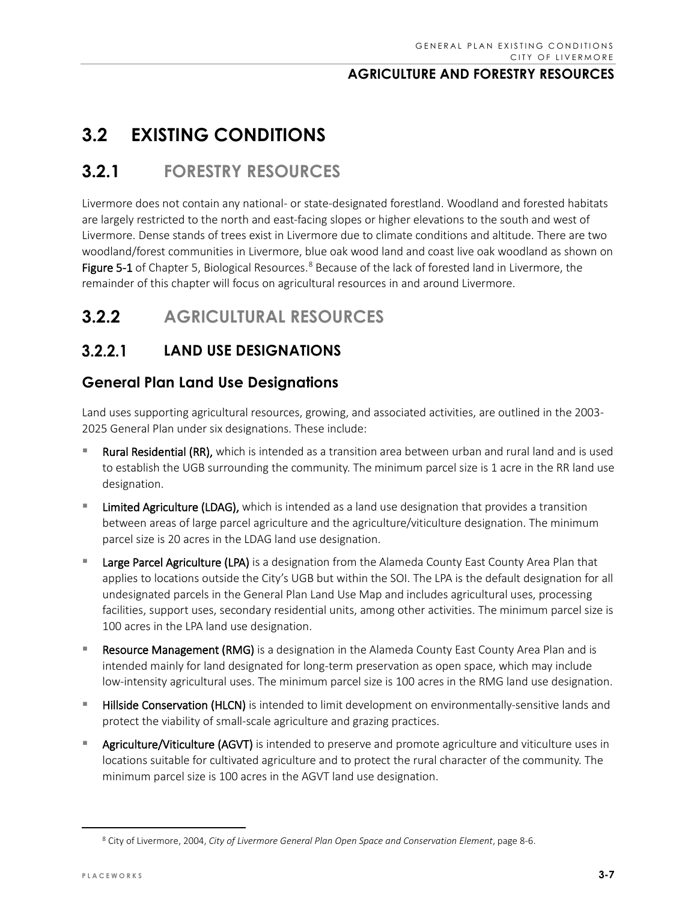# 3.2 EXISTING CONDITIONS

## 3.2.1 FORESTRY RESOURCES

Livermore does not contain any national- or state-designated forestland. Woodland and forested habitats are largely restricted to the north and east-facing slopes or higher elevations to the south and west of Livermore. Dense stands of trees exist in Livermore due to climate conditions and altitude. There are two woodland/forest communities in Livermore, blue oak wood land and coast live oak woodland as shown on Figure 5-1 of Chapter 5, Biological Resources.[8] Because of the lack of forested land in Livermore, the remainder of this chapter will focus on agricultural resources in and around Livermore.

## 3.2.2 AGRICULTURAL RESOURCES

### 3.2.2.1 LAND USE DESIGNATIONS

#### General Plan Land Use Designations

Land uses supporting agricultural resources, growing, and associated activities, are outlined in the 2003-2025 General Plan under six designations. These include:

- **Rural Residential (RR),** which is intended as a transition area between urban and rural land and is used to establish the UGB surrounding the community. The minimum parcel size is 1 acre in the RR land use designation.
- **Limited Agriculture (LDAG),** which is intended as a land use designation that provides a transition between areas of large parcel agriculture and the agriculture/viticulture designation. The minimum parcel size is 20 acres in the LDAG land use designation.
- **Large Parcel Agriculture (LPA)** is a designation from the Alameda County East County Area Plan that applies to locations outside the City's UGB but within the SOI. The LPA is the default designation for all undesignated parcels in the General Plan Land Use Map and includes agricultural uses, processing facilities, support uses, secondary residential units, among other activities. The minimum parcel size is 100 acres in the LPA land use designation.
- **Resource Management (RMG)** is a designation in the Alameda County East County Area Plan and is intended mainly for land designated for long-term preservation as open space, which may include low-intensity agricultural uses. The minimum parcel size is 100 acres in the RMG land use designation.
- **Hillside Conservation (HLCN)** is intended to limit development on environmentally-sensitive lands and protect the viability of small-scale agriculture and grazing practices.
- **Agriculture/Viticulture (AGVT)** is intended to preserve and promote agriculture and viticulture uses in locations suitable for cultivated agriculture and to protect the rural character of the community. The minimum parcel size is 100 acres in the AGVT land use designation.

---

[8] City of Livermore, 2004, *City of Livermore General Plan Open Space and Conservation Element*, page 8-6.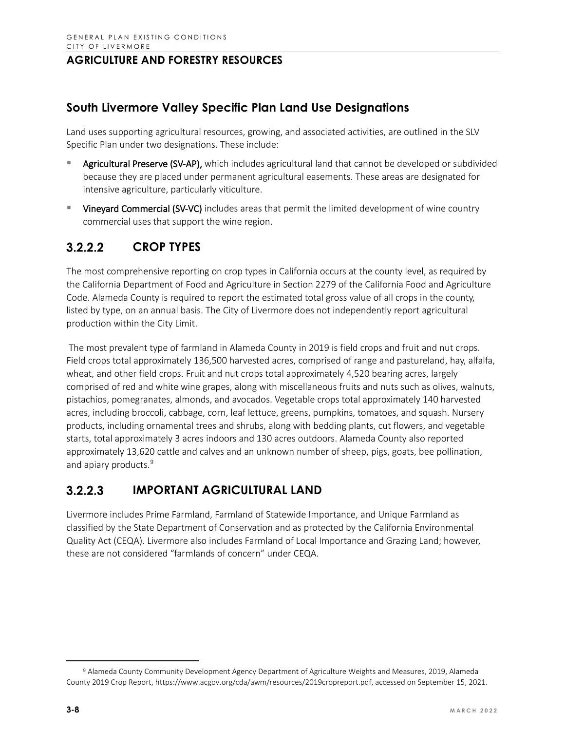## South Livermore Valley Specific Plan Land Use Designations

Land uses supporting agricultural resources, growing, and associated activities, are outlined in the SLV Specific Plan under two designations. These include:

- **Agricultural Preserve (SV-AP),** which includes agricultural land that cannot be developed or subdivided because they are placed under permanent agricultural easements. These areas are designated for intensive agriculture, particularly viticulture.
- **Vineyard Commercial (SV-VC)** includes areas that permit the limited development of wine country commercial uses that support the wine region.

### 3.2.2.2 CROP TYPES

The most comprehensive reporting on crop types in California occurs at the county level, as required by the California Department of Food and Agriculture in Section 2279 of the California Food and Agriculture Code. Alameda County is required to report the estimated total gross value of all crops in the county, listed by type, on an annual basis. The City of Livermore does not independently report agricultural production within the City Limit.

The most prevalent type of farmland in Alameda County in 2019 is field crops and fruit and nut crops. Field crops total approximately 136,500 harvested acres, comprised of range and pastureland, hay, alfalfa, wheat, and other field crops. Fruit and nut crops total approximately 4,520 bearing acres, largely comprised of red and white wine grapes, along with miscellaneous fruits and nuts such as olives, walnuts, pistachios, pomegranates, almonds, and avocados. Vegetable crops total approximately 140 harvested acres, including broccoli, cabbage, corn, leaf lettuce, greens, pumpkins, tomatoes, and squash. Nursery products, including ornamental trees and shrubs, along with bedding plants, cut flowers, and vegetable starts, total approximately 3 acres indoors and 130 acres outdoors. Alameda County also reported approximately 13,620 cattle and calves and an unknown number of sheep, pigs, goats, bee pollination, and apiary products.[9]

### 3.2.2.3 IMPORTANT AGRICULTURAL LAND

Livermore includes Prime Farmland, Farmland of Statewide Importance, and Unique Farmland as classified by the State Department of Conservation and as protected by the California Environmental Quality Act (CEQA). Livermore also includes Farmland of Local Importance and Grazing Land; however, these are not considered "farmlands of concern" under CEQA.

[9] Alameda County Community Development Agency Department of Agriculture Weights and Measures, 2019, Alameda County 2019 Crop Report, https://www.acgov.org/cda/awm/resources/2019cropreport.pdf, accessed on September 15, 2021.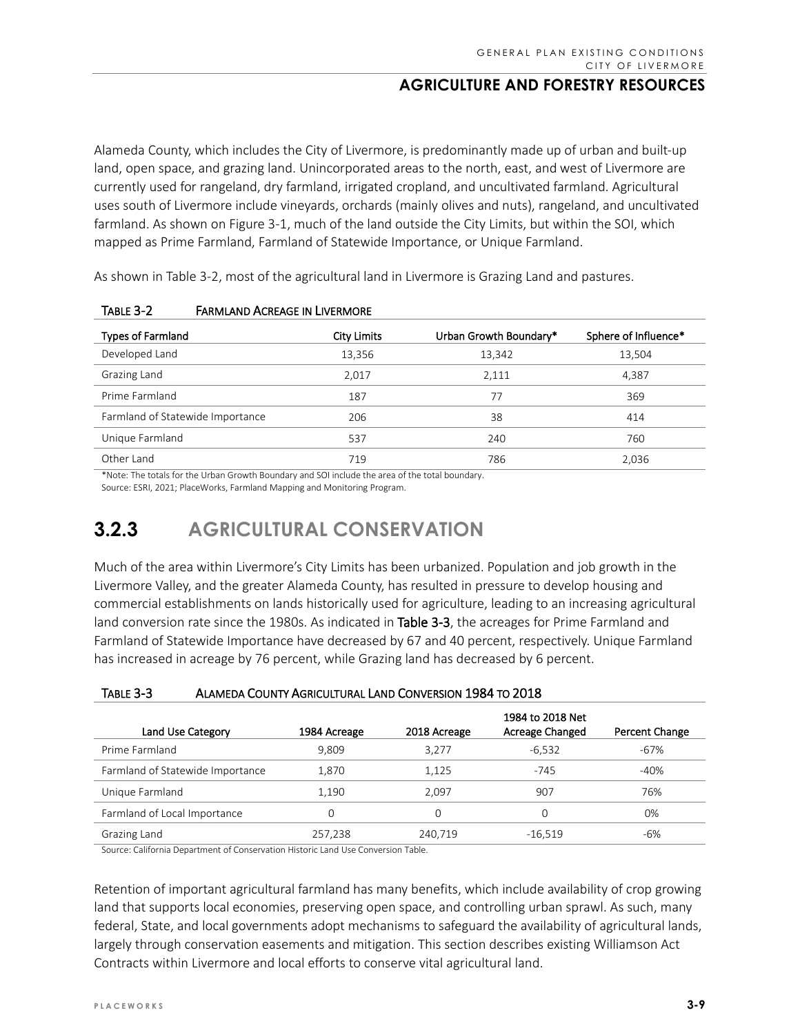Alameda County, which includes the City of Livermore, is predominantly made up of urban and built-up land, open space, and grazing land. Unincorporated areas to the north, east, and west of Livermore are currently used for rangeland, dry farmland, irrigated cropland, and uncultivated farmland. Agricultural uses south of Livermore include vineyards, orchards (mainly olives and nuts), rangeland, and uncultivated farmland. As shown on Figure 3-1, much of the land outside the City Limits, but within the SOI, which mapped as Prime Farmland, Farmland of Statewide Importance, or Unique Farmland.

As shown in Table 3-2, most of the agricultural land in Livermore is Grazing Land and pastures.

TABLE 3-2 FARMLAND ACREAGE IN LIVERMORE

| Types of Farmland | City Limits | Urban Growth Boundary* | Sphere of Influence* |
|---|---|---|---|
| Developed Land | 13,356 | 13,342 | 13,504 |
| Grazing Land | 2,017 | 2,111 | 4,387 |
| Prime Farmland | 187 | 77 | 369 |
| Farmland of Statewide Importance | 206 | 38 | 414 |
| Unique Farmland | 537 | 240 | 760 |
| Other Land | 719 | 786 | 2,036 |

*Note: The totals for the Urban Growth Boundary and SOI include the area of the total boundary.
Source: ESRI, 2021; PlaceWorks, Farmland Mapping and Monitoring Program.

## 3.2.3 AGRICULTURAL CONSERVATION

Much of the area within Livermore's City Limits has been urbanized. Population and job growth in the Livermore Valley, and the greater Alameda County, has resulted in pressure to develop housing and commercial establishments on lands historically used for agriculture, leading to an increasing agricultural land conversion rate since the 1980s. As indicated in **Table 3-3**, the acreages for Prime Farmland and Farmland of Statewide Importance have decreased by 67 and 40 percent, respectively. Unique Farmland has increased in acreage by 76 percent, while Grazing land has decreased by 6 percent.

TABLE 3-3 ALAMEDA COUNTY AGRICULTURAL LAND CONVERSION 1984 TO 2018

| Land Use Category | 1984 Acreage | 2018 Acreage | 1984 to 2018 Net Acreage Changed | Percent Change |
|---|---|---|---|---|
| Prime Farmland | 9,809 | 3,277 | -6,532 | -67% |
| Farmland of Statewide Importance | 1,870 | 1,125 | -745 | -40% |
| Unique Farmland | 1,190 | 2,097 | 907 | 76% |
| Farmland of Local Importance | 0 | 0 | 0 | 0% |
| Grazing Land | 257,238 | 240,719 | -16,519 | -6% |

Source: California Department of Conservation Historic Land Use Conversion Table.

Retention of important agricultural farmland has many benefits, which include availability of crop growing land that supports local economies, preserving open space, and controlling urban sprawl. As such, many federal, State, and local governments adopt mechanisms to safeguard the availability of agricultural lands, largely through conservation easements and mitigation. This section describes existing Williamson Act Contracts within Livermore and local efforts to conserve vital agricultural land.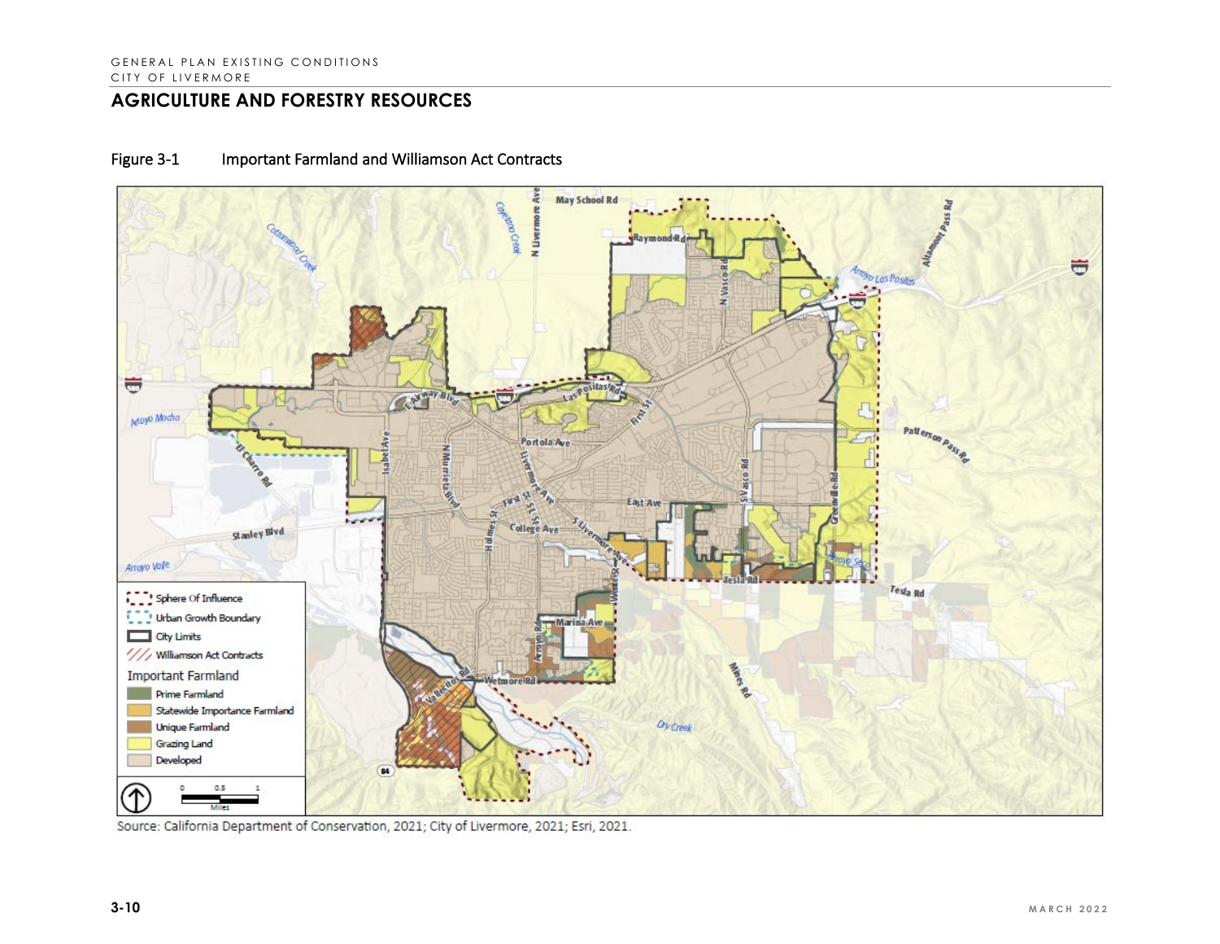## AGRICULTURE AND FORESTRY RESOURCES

Figure 3-1 Important Farmland and Williamson Act Contracts

Sphere Of Influence
Urban Growth Boundary
City Limits
Williamson Act Contracts

Important Farmland

Prime Farmland
Statewide Importance Farmland
Unique Farmland
Grazing Land
Developed

0 0.5 1
Miles

Source: California Department of Conservation, 2021; City of Livermore, 2021; Esri, 2021.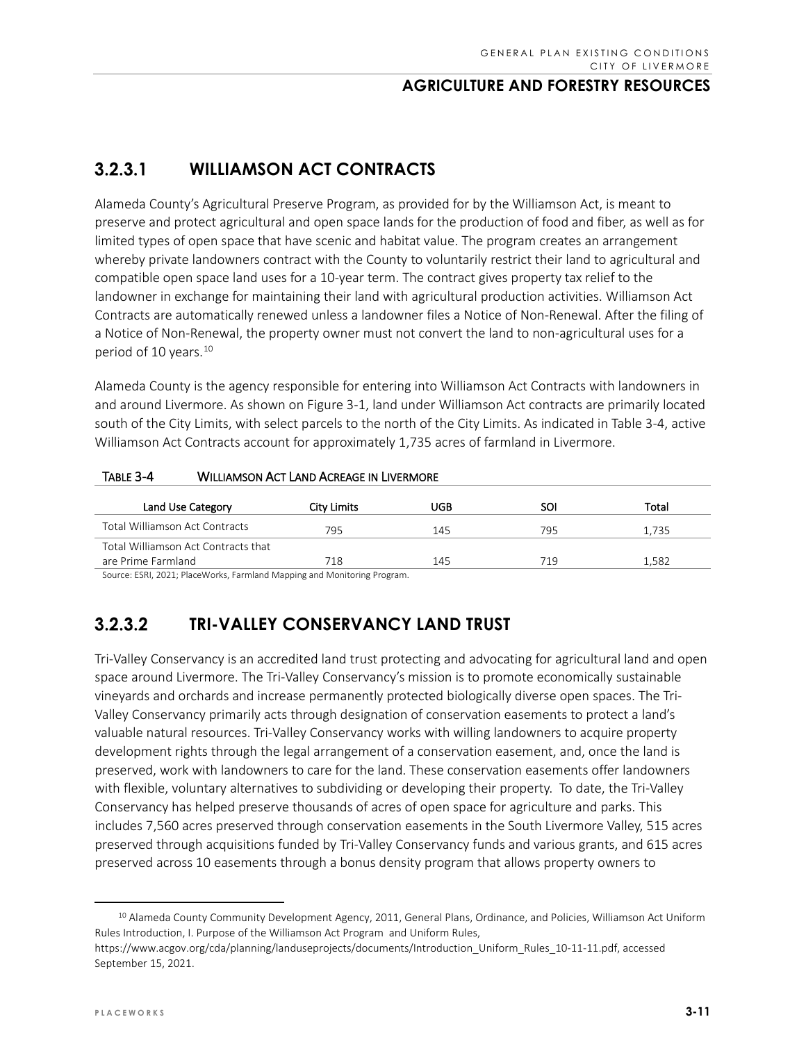## AGRICULTURE AND FORESTRY RESOURCES

### 3.2.3.1 WILLIAMSON ACT CONTRACTS

Alameda County's Agricultural Preserve Program, as provided for by the Williamson Act, is meant to preserve and protect agricultural and open space lands for the production of food and fiber, as well as for limited types of open space that have scenic and habitat value. The program creates an arrangement whereby private landowners contract with the County to voluntarily restrict their land to agricultural and compatible open space land uses for a 10-year term. The contract gives property tax relief to the landowner in exchange for maintaining their land with agricultural production activities. Williamson Act Contracts are automatically renewed unless a landowner files a Notice of Non-Renewal. After the filing of a Notice of Non-Renewal, the property owner must not convert the land to non-agricultural uses for a period of 10 years.[10]

Alameda County is the agency responsible for entering into Williamson Act Contracts with landowners in and around Livermore. As shown on Figure 3-1, land under Williamson Act contracts are primarily located south of the City Limits, with select parcels to the north of the City Limits. As indicated in Table 3-4, active Williamson Act Contracts account for approximately 1,735 acres of farmland in Livermore.

TABLE 3-4 WILLIAMSON ACT LAND ACREAGE IN LIVERMORE

| Land Use Category | City Limits | UGB | SOI | Total |
|---|---|---|---|---|
| Total Williamson Act Contracts | 795 | 145 | 795 | 1,735 |
| Total Williamson Act Contracts that are Prime Farmland | 718 | 145 | 719 | 1,582 |

Source: ESRI, 2021; PlaceWorks, Farmland Mapping and Monitoring Program.

### 3.2.3.2 TRI-VALLEY CONSERVANCY LAND TRUST

Tri-Valley Conservancy is an accredited land trust protecting and advocating for agricultural land and open space around Livermore. The Tri-Valley Conservancy's mission is to promote economically sustainable vineyards and orchards and increase permanently protected biologically diverse open spaces. The Tri-Valley Conservancy primarily acts through designation of conservation easements to protect a land's valuable natural resources. Tri-Valley Conservancy works with willing landowners to acquire property development rights through the legal arrangement of a conservation easement, and, once the land is preserved, work with landowners to care for the land. These conservation easements offer landowners with flexible, voluntary alternatives to subdividing or developing their property. To date, the Tri-Valley Conservancy has helped preserve thousands of acres of open space for agriculture and parks. This includes 7,560 acres preserved through conservation easements in the South Livermore Valley, 515 acres preserved through acquisitions funded by Tri-Valley Conservancy funds and various grants, and 615 acres preserved across 10 easements through a bonus density program that allows property owners to

[10] Alameda County Community Development Agency, 2011, General Plans, Ordinance, and Policies, Williamson Act Uniform Rules Introduction, I. Purpose of the Williamson Act Program and Uniform Rules, https://www.acgov.org/cda/planning/landuseprojects/documents/Introduction_Uniform_Rules_10-11-11.pdf, accessed September 15, 2021.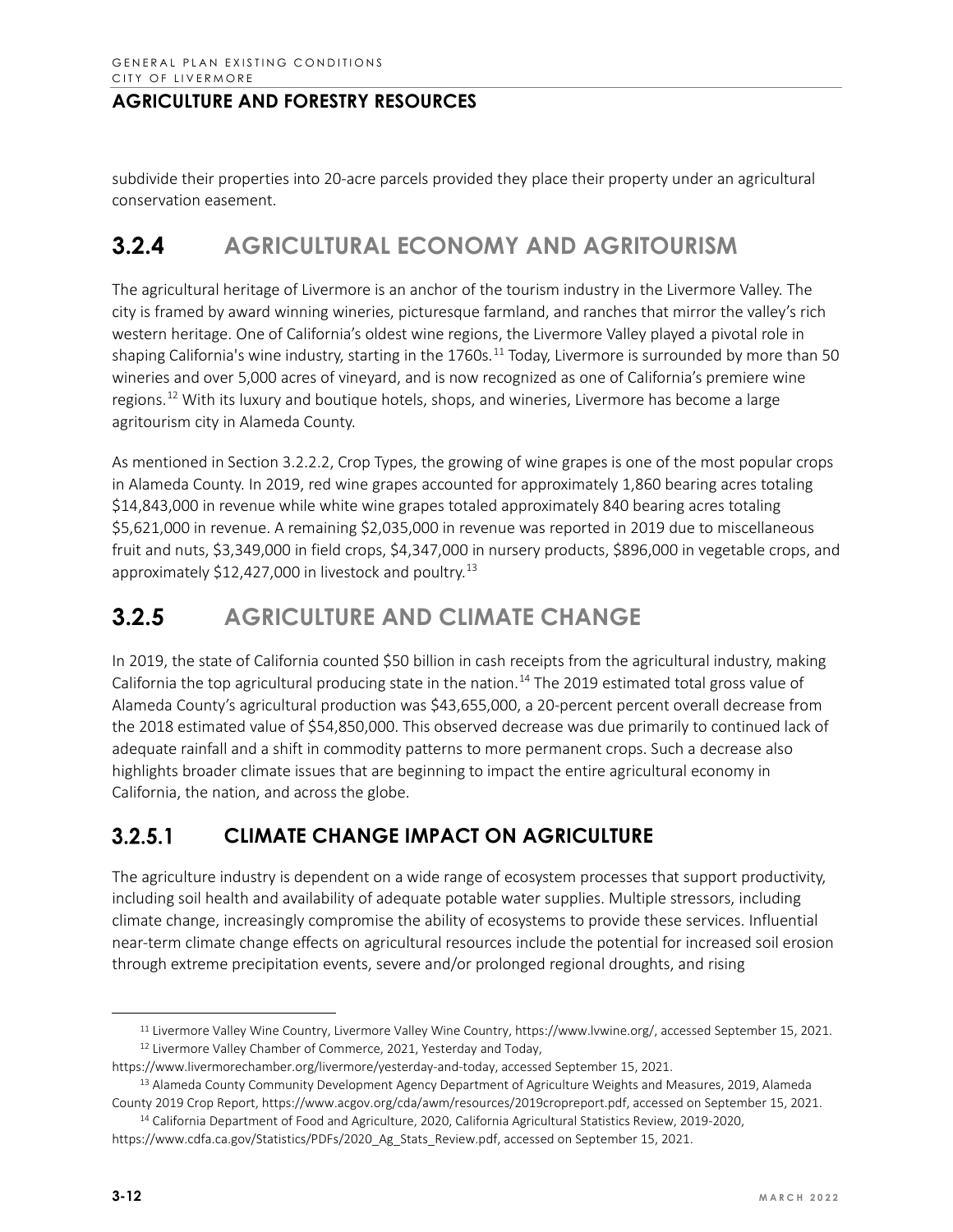subdivide their properties into 20-acre parcels provided they place their property under an agricultural conservation easement.

## 3.2.4 AGRICULTURAL ECONOMY AND AGRITOURISM

The agricultural heritage of Livermore is an anchor of the tourism industry in the Livermore Valley. The city is framed by award winning wineries, picturesque farmland, and ranches that mirror the valley's rich western heritage. One of California's oldest wine regions, the Livermore Valley played a pivotal role in shaping California's wine industry, starting in the 1760s.[11] Today, Livermore is surrounded by more than 50 wineries and over 5,000 acres of vineyard, and is now recognized as one of California's premiere wine regions.[12] With its luxury and boutique hotels, shops, and wineries, Livermore has become a large agritourism city in Alameda County.

As mentioned in Section 3.2.2.2, Crop Types, the growing of wine grapes is one of the most popular crops in Alameda County. In 2019, red wine grapes accounted for approximately 1,860 bearing acres totaling $14,843,000 in revenue while white wine grapes totaled approximately 840 bearing acres totaling $5,621,000 in revenue. A remaining $2,035,000 in revenue was reported in 2019 due to miscellaneous fruit and nuts, $3,349,000 in field crops, $4,347,000 in nursery products, $896,000 in vegetable crops, and approximately $12,427,000 in livestock and poultry.[13]

## 3.2.5 AGRICULTURE AND CLIMATE CHANGE

In 2019, the state of California counted $50 billion in cash receipts from the agricultural industry, making California the top agricultural producing state in the nation.[14] The 2019 estimated total gross value of Alameda County's agricultural production was $43,655,000, a 20-percent percent overall decrease from the 2018 estimated value of $54,850,000. This observed decrease was due primarily to continued lack of adequate rainfall and a shift in commodity patterns to more permanent crops. Such a decrease also highlights broader climate issues that are beginning to impact the entire agricultural economy in California, the nation, and across the globe.

### 3.2.5.1 CLIMATE CHANGE IMPACT ON AGRICULTURE

The agriculture industry is dependent on a wide range of ecosystem processes that support productivity, including soil health and availability of adequate potable water supplies. Multiple stressors, including climate change, increasingly compromise the ability of ecosystems to provide these services. Influential near-term climate change effects on agricultural resources include the potential for increased soil erosion through extreme precipitation events, severe and/or prolonged regional droughts, and rising

---

[11] Livermore Valley Wine Country, Livermore Valley Wine Country, https://www.lvwine.org/, accessed September 15, 2021.

[12] Livermore Valley Chamber of Commerce, 2021, Yesterday and Today, https://www.livermorechamber.org/livermore/yesterday-and-today, accessed September 15, 2021.

[13] Alameda County Community Development Agency Department of Agriculture Weights and Measures, 2019, Alameda County 2019 Crop Report, https://www.acgov.org/cda/awm/resources/2019cropreport.pdf, accessed on September 15, 2021.

[14] California Department of Food and Agriculture, 2020, California Agricultural Statistics Review, 2019-2020, https://www.cdfa.ca.gov/Statistics/PDFs/2020_Ag_Stats_Review.pdf, accessed on September 15, 2021.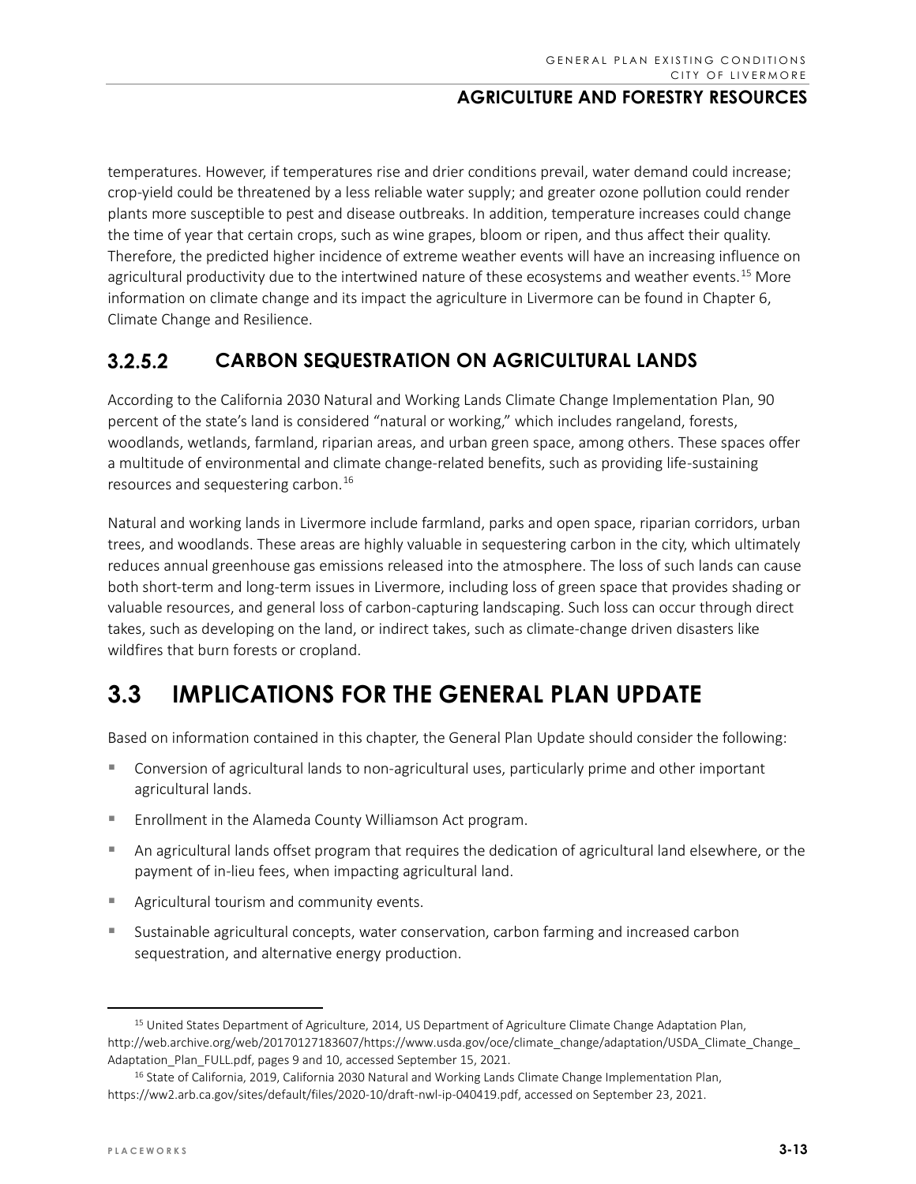temperatures. However, if temperatures rise and drier conditions prevail, water demand could increase; crop-yield could be threatened by a less reliable water supply; and greater ozone pollution could render plants more susceptible to pest and disease outbreaks. In addition, temperature increases could change the time of year that certain crops, such as wine grapes, bloom or ripen, and thus affect their quality. Therefore, the predicted higher incidence of extreme weather events will have an increasing influence on agricultural productivity due to the intertwined nature of these ecosystems and weather events.[15] More information on climate change and its impact the agriculture in Livermore can be found in Chapter 6, Climate Change and Resilience.

#### 3.2.5.2 CARBON SEQUESTRATION ON AGRICULTURAL LANDS

According to the California 2030 Natural and Working Lands Climate Change Implementation Plan, 90 percent of the state's land is considered "natural or working," which includes rangeland, forests, woodlands, wetlands, farmland, riparian areas, and urban green space, among others. These spaces offer a multitude of environmental and climate change-related benefits, such as providing life-sustaining resources and sequestering carbon.[16]

Natural and working lands in Livermore include farmland, parks and open space, riparian corridors, urban trees, and woodlands. These areas are highly valuable in sequestering carbon in the city, which ultimately reduces annual greenhouse gas emissions released into the atmosphere. The loss of such lands can cause both short-term and long-term issues in Livermore, including loss of green space that provides shading or valuable resources, and general loss of carbon-capturing landscaping. Such loss can occur through direct takes, such as developing on the land, or indirect takes, such as climate-change driven disasters like wildfires that burn forests or cropland.

## 3.3 IMPLICATIONS FOR THE GENERAL PLAN UPDATE

Based on information contained in this chapter, the General Plan Update should consider the following:

- Conversion of agricultural lands to non-agricultural uses, particularly prime and other important agricultural lands.
- Enrollment in the Alameda County Williamson Act program.
- An agricultural lands offset program that requires the dedication of agricultural land elsewhere, or the payment of in-lieu fees, when impacting agricultural land.
- Agricultural tourism and community events.
- Sustainable agricultural concepts, water conservation, carbon farming and increased carbon sequestration, and alternative energy production.

---

[15] United States Department of Agriculture, 2014, US Department of Agriculture Climate Change Adaptation Plan, http://web.archive.org/web/20170127183607/https://www.usda.gov/oce/climate_change/adaptation/USDA_Climate_Change_Adaptation_Plan_FULL.pdf, pages 9 and 10, accessed September 15, 2021.

[16] State of California, 2019, California 2030 Natural and Working Lands Climate Change Implementation Plan, https://ww2.arb.ca.gov/sites/default/files/2020-10/draft-nwl-ip-040419.pdf, accessed on September 23, 2021.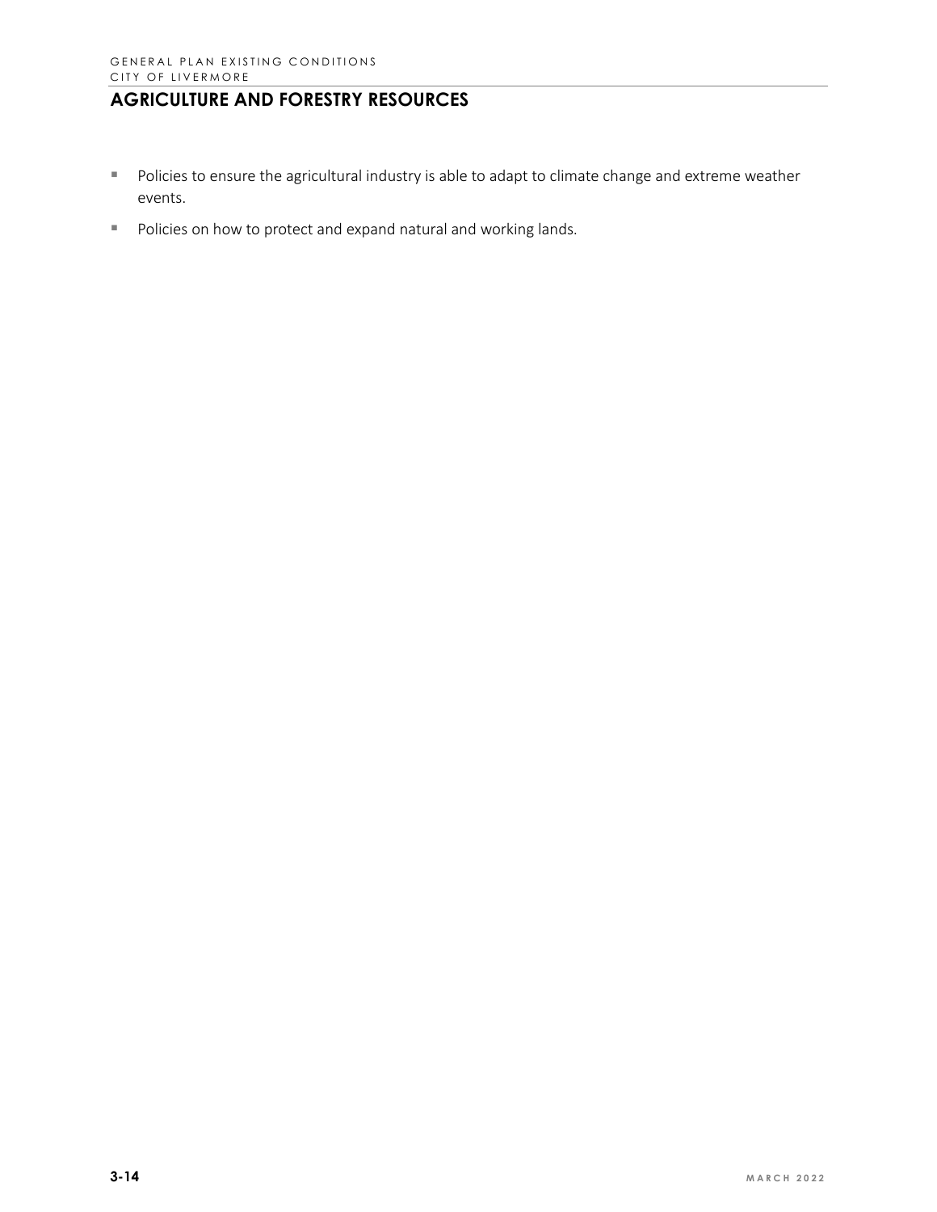- Policies to ensure the agricultural industry is able to adapt to climate change and extreme weather events.
- Policies on how to protect and expand natural and working lands.